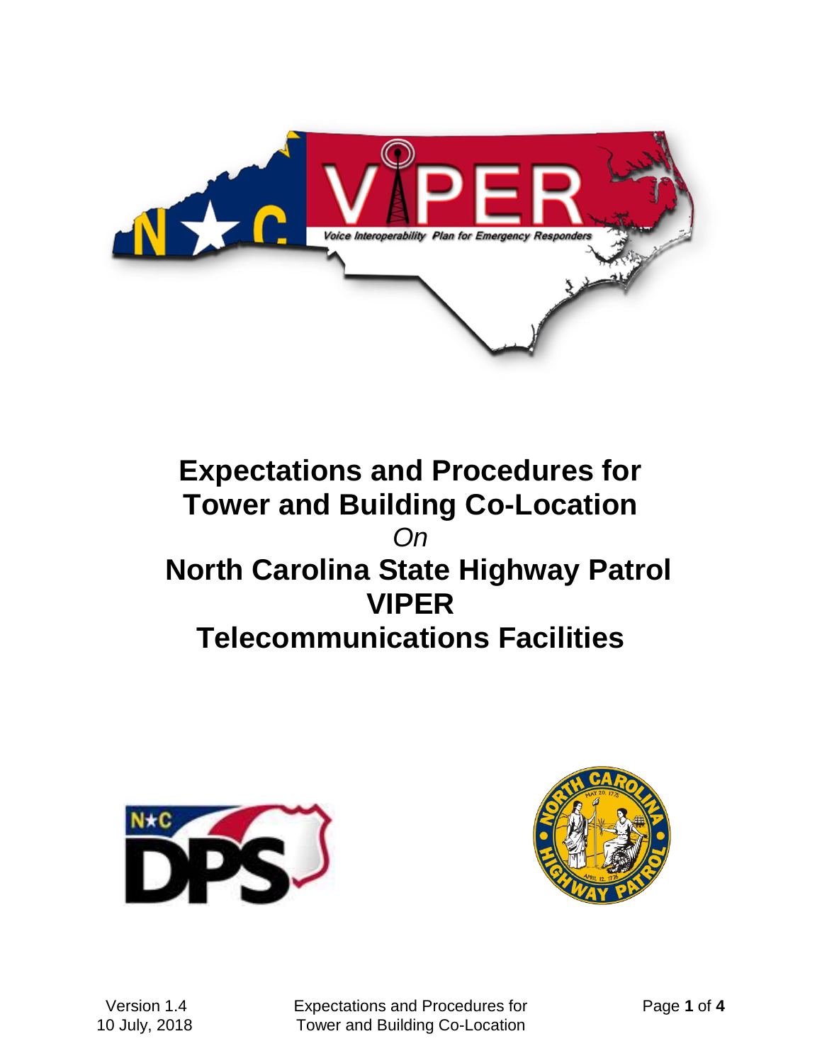# Expectations and Procedures for Tower and Building Co-Location

*On*

# North Carolina State Highway Patrol VIPER Telecommunications Facilities

Version 1.4
10 July, 2018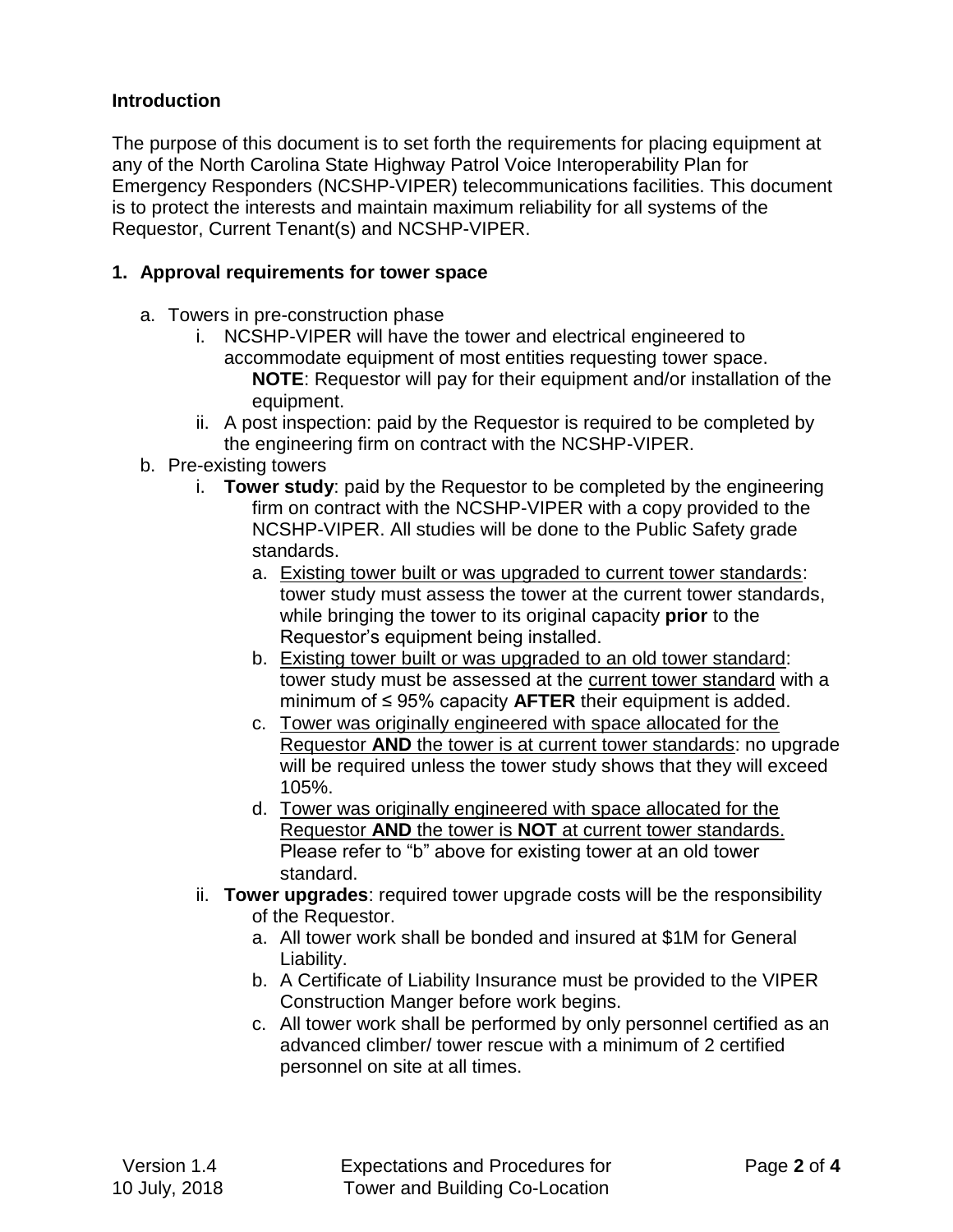**Introduction**

The purpose of this document is to set forth the requirements for placing equipment at any of the North Carolina State Highway Patrol Voice Interoperability Plan for Emergency Responders (NCSHP-VIPER) telecommunications facilities. This document is to protect the interests and maintain maximum reliability for all systems of the Requestor, Current Tenant(s) and NCSHP-VIPER.

**1. Approval requirements for tower space**

a. Towers in pre-construction phase
   i. NCSHP-VIPER will have the tower and electrical engineered to accommodate equipment of most entities requesting tower space.
      **NOTE**: Requestor will pay for their equipment and/or installation of the equipment.
   ii. A post inspection: paid by the Requestor is required to be completed by the engineering firm on contract with the NCSHP-VIPER.

b. Pre-existing towers
   i. **Tower study**: paid by the Requestor to be completed by the engineering firm on contract with the NCSHP-VIPER with a copy provided to the NCSHP-VIPER. All studies will be done to the Public Safety grade standards.
      a. <u>Existing tower built or was upgraded to current tower standards</u>: tower study must assess the tower at the current tower standards, while bringing the tower to its original capacity **prior** to the Requestor's equipment being installed.
      b. <u>Existing tower built or was upgraded to an old tower standard</u>: tower study must be assessed at the <u>current tower standard</u> with a minimum of ≤ 95% capacity **AFTER** their equipment is added.
      c. <u>Tower was originally engineered with space allocated for the Requestor **AND** the tower is at current tower standards</u>: no upgrade will be required unless the tower study shows that they will exceed 105%.
      d. <u>Tower was originally engineered with space allocated for the Requestor **AND** the tower is **NOT** at current tower standards.</u> Please refer to "b" above for existing tower at an old tower standard.
   ii. **Tower upgrades**: required tower upgrade costs will be the responsibility of the Requestor.
      a. All tower work shall be bonded and insured at $1M for General Liability.
      b. A Certificate of Liability Insurance must be provided to the VIPER Construction Manger before work begins.
      c. All tower work shall be performed by only personnel certified as an advanced climber/ tower rescue with a minimum of 2 certified personnel on site at all times.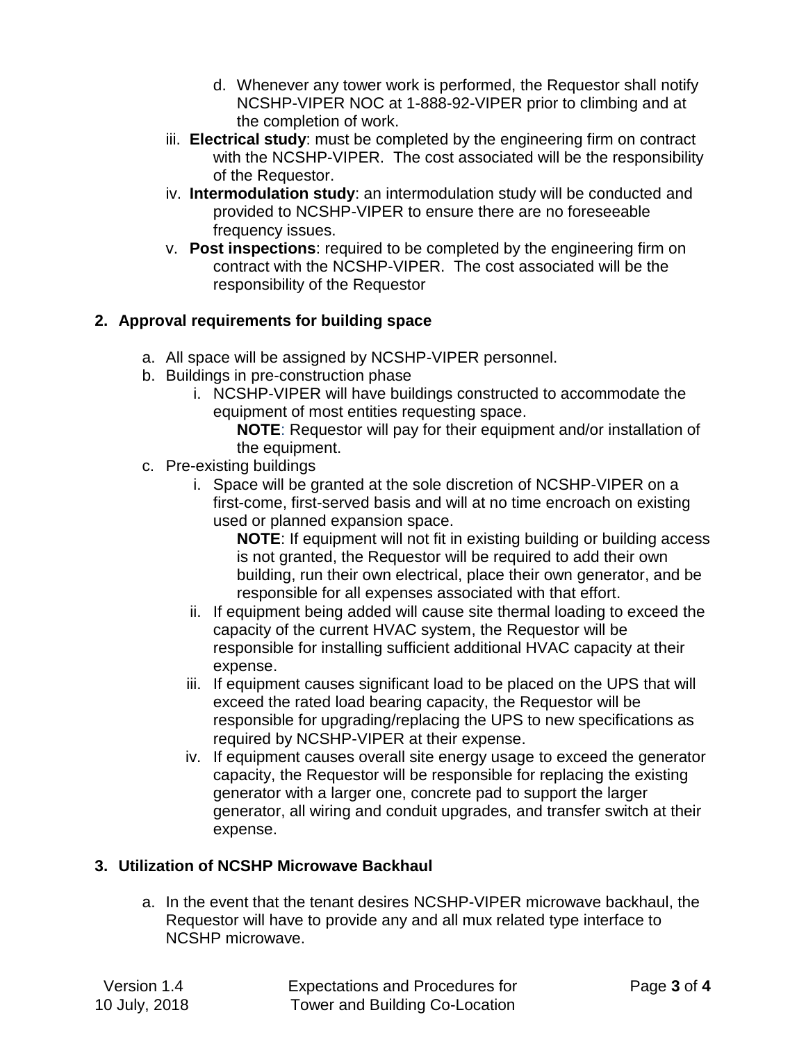d. Whenever any tower work is performed, the Requestor shall notify NCSHP-VIPER NOC at 1-888-92-VIPER prior to climbing and at the completion of work.

iii. **Electrical study**: must be completed by the engineering firm on contract with the NCSHP-VIPER. The cost associated will be the responsibility of the Requestor.

iv. **Intermodulation study**: an intermodulation study will be conducted and provided to NCSHP-VIPER to ensure there are no foreseeable frequency issues.

v. **Post inspections**: required to be completed by the engineering firm on contract with the NCSHP-VIPER. The cost associated will be the responsibility of the Requestor

## 2. Approval requirements for building space

a. All space will be assigned by NCSHP-VIPER personnel.

b. Buildings in pre-construction phase

   i. NCSHP-VIPER will have buildings constructed to accommodate the equipment of most entities requesting space.

      **NOTE**: Requestor will pay for their equipment and/or installation of the equipment.

c. Pre-existing buildings

   i. Space will be granted at the sole discretion of NCSHP-VIPER on a first-come, first-served basis and will at no time encroach on existing used or planned expansion space.

      **NOTE**: If equipment will not fit in existing building or building access is not granted, the Requestor will be required to add their own building, run their own electrical, place their own generator, and be responsible for all expenses associated with that effort.

   ii. If equipment being added will cause site thermal loading to exceed the capacity of the current HVAC system, the Requestor will be responsible for installing sufficient additional HVAC capacity at their expense.

   iii. If equipment causes significant load to be placed on the UPS that will exceed the rated load bearing capacity, the Requestor will be responsible for upgrading/replacing the UPS to new specifications as required by NCSHP-VIPER at their expense.

   iv. If equipment causes overall site energy usage to exceed the generator capacity, the Requestor will be responsible for replacing the existing generator with a larger one, concrete pad to support the larger generator, all wiring and conduit upgrades, and transfer switch at their expense.

## 3. Utilization of NCSHP Microwave Backhaul

a. In the event that the tenant desires NCSHP-VIPER microwave backhaul, the Requestor will have to provide any and all mux related type interface to NCSHP microwave.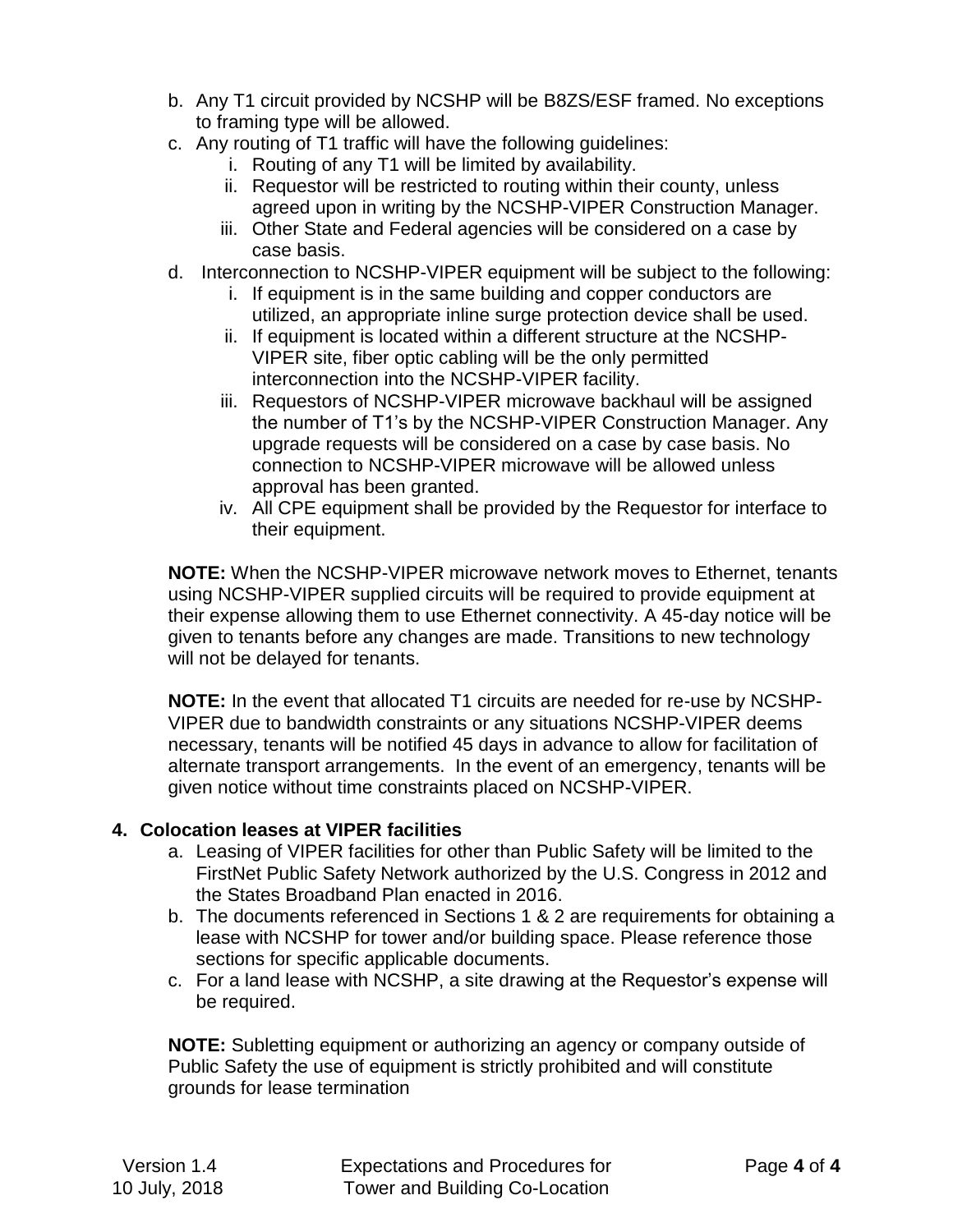b. Any T1 circuit provided by NCSHP will be B8ZS/ESF framed. No exceptions to framing type will be allowed.

c. Any routing of T1 traffic will have the following guidelines:
   - i. Routing of any T1 will be limited by availability.
   - ii. Requestor will be restricted to routing within their county, unless agreed upon in writing by the NCSHP-VIPER Construction Manager.
   - iii. Other State and Federal agencies will be considered on a case by case basis.

d. Interconnection to NCSHP-VIPER equipment will be subject to the following:
   - i. If equipment is in the same building and copper conductors are utilized, an appropriate inline surge protection device shall be used.
   - ii. If equipment is located within a different structure at the NCSHP-VIPER site, fiber optic cabling will be the only permitted interconnection into the NCSHP-VIPER facility.
   - iii. Requestors of NCSHP-VIPER microwave backhaul will be assigned the number of T1's by the NCSHP-VIPER Construction Manager. Any upgrade requests will be considered on a case by case basis. No connection to NCSHP-VIPER microwave will be allowed unless approval has been granted.
   - iv. All CPE equipment shall be provided by the Requestor for interface to their equipment.

**NOTE:** When the NCSHP-VIPER microwave network moves to Ethernet, tenants using NCSHP-VIPER supplied circuits will be required to provide equipment at their expense allowing them to use Ethernet connectivity. A 45-day notice will be given to tenants before any changes are made. Transitions to new technology will not be delayed for tenants.

**NOTE:** In the event that allocated T1 circuits are needed for re-use by NCSHP-VIPER due to bandwidth constraints or any situations NCSHP-VIPER deems necessary, tenants will be notified 45 days in advance to allow for facilitation of alternate transport arrangements. In the event of an emergency, tenants will be given notice without time constraints placed on NCSHP-VIPER.

## 4. Colocation leases at VIPER facilities

a. Leasing of VIPER facilities for other than Public Safety will be limited to the FirstNet Public Safety Network authorized by the U.S. Congress in 2012 and the States Broadband Plan enacted in 2016.

b. The documents referenced in Sections 1 & 2 are requirements for obtaining a lease with NCSHP for tower and/or building space. Please reference those sections for specific applicable documents.

c. For a land lease with NCSHP, a site drawing at the Requestor's expense will be required.

**NOTE:** Subletting equipment or authorizing an agency or company outside of Public Safety the use of equipment is strictly prohibited and will constitute grounds for lease termination